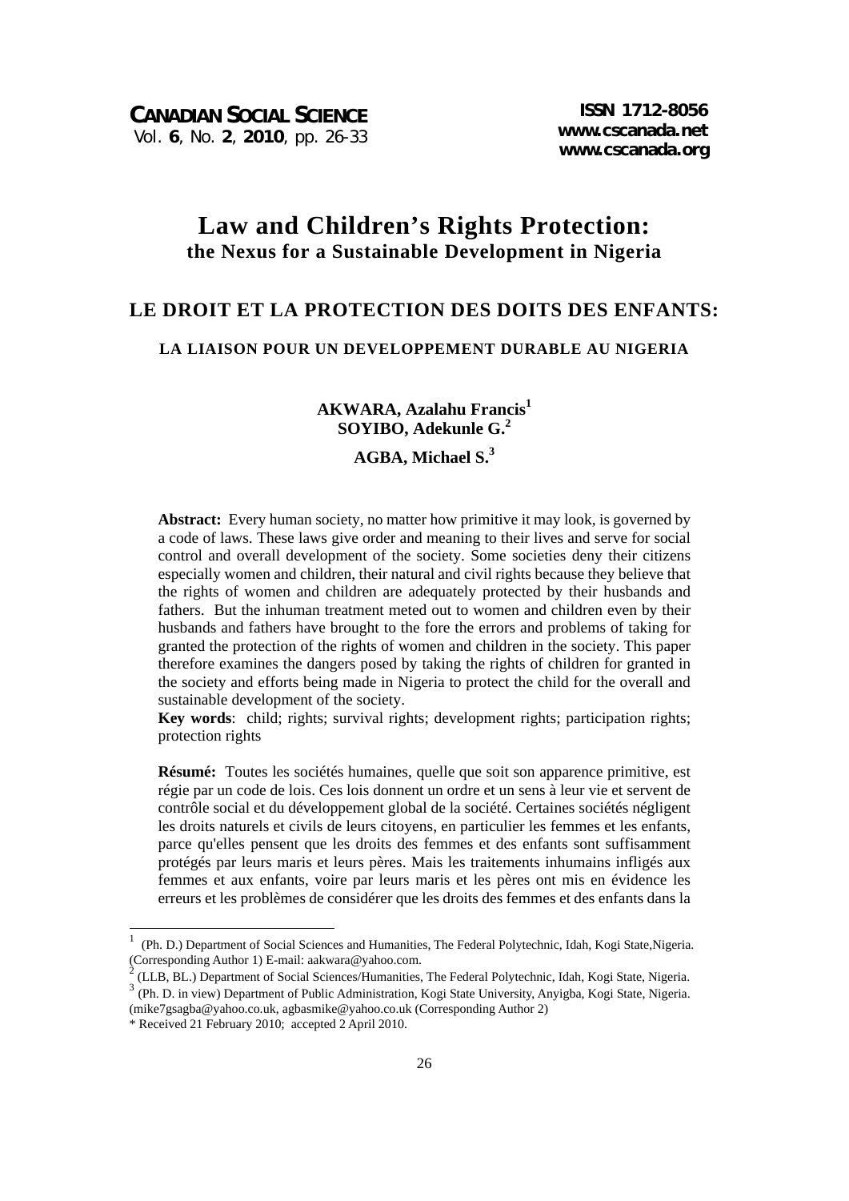# Law and Children's Rights Protection: the Nexus for a Sustainable Development in Nigeria

## LE DROIT ET LA PROTECTION DES DOITS DES ENFANTS: LA LIAISON POUR UN DEVELOPPEMENT DURABLE AU NIGERIA

**AKWARA, Azalahu Francis**[1]
**SOYIBO, Adekunle G.**[2]
**AGBA, Michael S.**[3]

**Abstract:** Every human society, no matter how primitive it may look, is governed by a code of laws. These laws give order and meaning to their lives and serve for social control and overall development of the society. Some societies deny their citizens especially women and children, their natural and civil rights because they believe that the rights of women and children are adequately protected by their husbands and fathers. But the inhuman treatment meted out to women and children even by their husbands and fathers have brought to the fore the errors and problems of taking for granted the protection of the rights of women and children in the society. This paper therefore examines the dangers posed by taking the rights of children for granted in the society and efforts being made in Nigeria to protect the child for the overall and sustainable development of the society.

**Key words**: child; rights; survival rights; development rights; participation rights; protection rights

**Résumé:** Toutes les sociétés humaines, quelle que soit son apparence primitive, est régie par un code de lois. Ces lois donnent un ordre et un sens à leur vie et servent de contrôle social et du développement global de la société. Certaines sociétés négligent les droits naturels et civils de leurs citoyens, en particulier les femmes et les enfants, parce qu'elles pensent que les droits des femmes et des enfants sont suffisamment protégés par leurs maris et leurs pères. Mais les traitements inhumains infligés aux femmes et aux enfants, voire par leurs maris et les pères ont mis en évidence les erreurs et les problèmes de considérer que les droits des femmes et des enfants dans la

---

[1] (Ph. D.) Department of Social Sciences and Humanities, The Federal Polytechnic, Idah, Kogi State,Nigeria. (Corresponding Author 1) E-mail: aakwara@yahoo.com.

[2] (LLB, BL.) Department of Social Sciences/Humanities, The Federal Polytechnic, Idah, Kogi State, Nigeria.

[3] (Ph. D. in view) Department of Public Administration, Kogi State University, Anyigba, Kogi State, Nigeria. (mike7gsagba@yahoo.co.uk, agbasmike@yahoo.co.uk (Corresponding Author 2)

\* Received 21 February 2010; accepted 2 April 2010.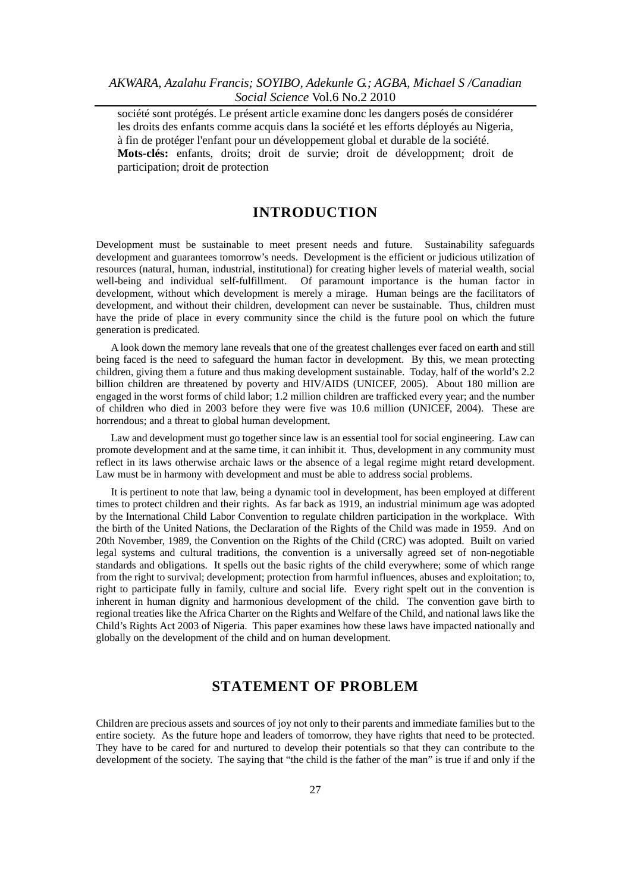société sont protégés. Le présent article examine donc les dangers posés de considérer les droits des enfants comme acquis dans la société et les efforts déployés au Nigeria, à fin de protéger l'enfant pour un développement global et durable de la société.

**Mots-clés:** enfants, droits; droit de survie; droit de développment; droit de participation; droit de protection

## INTRODUCTION

Development must be sustainable to meet present needs and future. Sustainability safeguards development and guarantees tomorrow's needs. Development is the efficient or judicious utilization of resources (natural, human, industrial, institutional) for creating higher levels of material wealth, social well-being and individual self-fulfillment. Of paramount importance is the human factor in development, without which development is merely a mirage. Human beings are the facilitators of development, and without their children, development can never be sustainable. Thus, children must have the pride of place in every community since the child is the future pool on which the future generation is predicated.

A look down the memory lane reveals that one of the greatest challenges ever faced on earth and still being faced is the need to safeguard the human factor in development. By this, we mean protecting children, giving them a future and thus making development sustainable. Today, half of the world's 2.2 billion children are threatened by poverty and HIV/AIDS (UNICEF, 2005). About 180 million are engaged in the worst forms of child labor; 1.2 million children are trafficked every year; and the number of children who died in 2003 before they were five was 10.6 million (UNICEF, 2004). These are horrendous; and a threat to global human development.

Law and development must go together since law is an essential tool for social engineering. Law can promote development and at the same time, it can inhibit it. Thus, development in any community must reflect in its laws otherwise archaic laws or the absence of a legal regime might retard development. Law must be in harmony with development and must be able to address social problems.

It is pertinent to note that law, being a dynamic tool in development, has been employed at different times to protect children and their rights. As far back as 1919, an industrial minimum age was adopted by the International Child Labor Convention to regulate children participation in the workplace. With the birth of the United Nations, the Declaration of the Rights of the Child was made in 1959. And on 20th November, 1989, the Convention on the Rights of the Child (CRC) was adopted. Built on varied legal systems and cultural traditions, the convention is a universally agreed set of non-negotiable standards and obligations. It spells out the basic rights of the child everywhere; some of which range from the right to survival; development; protection from harmful influences, abuses and exploitation; to, right to participate fully in family, culture and social life. Every right spelt out in the convention is inherent in human dignity and harmonious development of the child. The convention gave birth to regional treaties like the Africa Charter on the Rights and Welfare of the Child, and national laws like the Child's Rights Act 2003 of Nigeria. This paper examines how these laws have impacted nationally and globally on the development of the child and on human development.

## STATEMENT OF PROBLEM

Children are precious assets and sources of joy not only to their parents and immediate families but to the entire society. As the future hope and leaders of tomorrow, they have rights that need to be protected. They have to be cared for and nurtured to develop their potentials so that they can contribute to the development of the society. The saying that "the child is the father of the man" is true if and only if the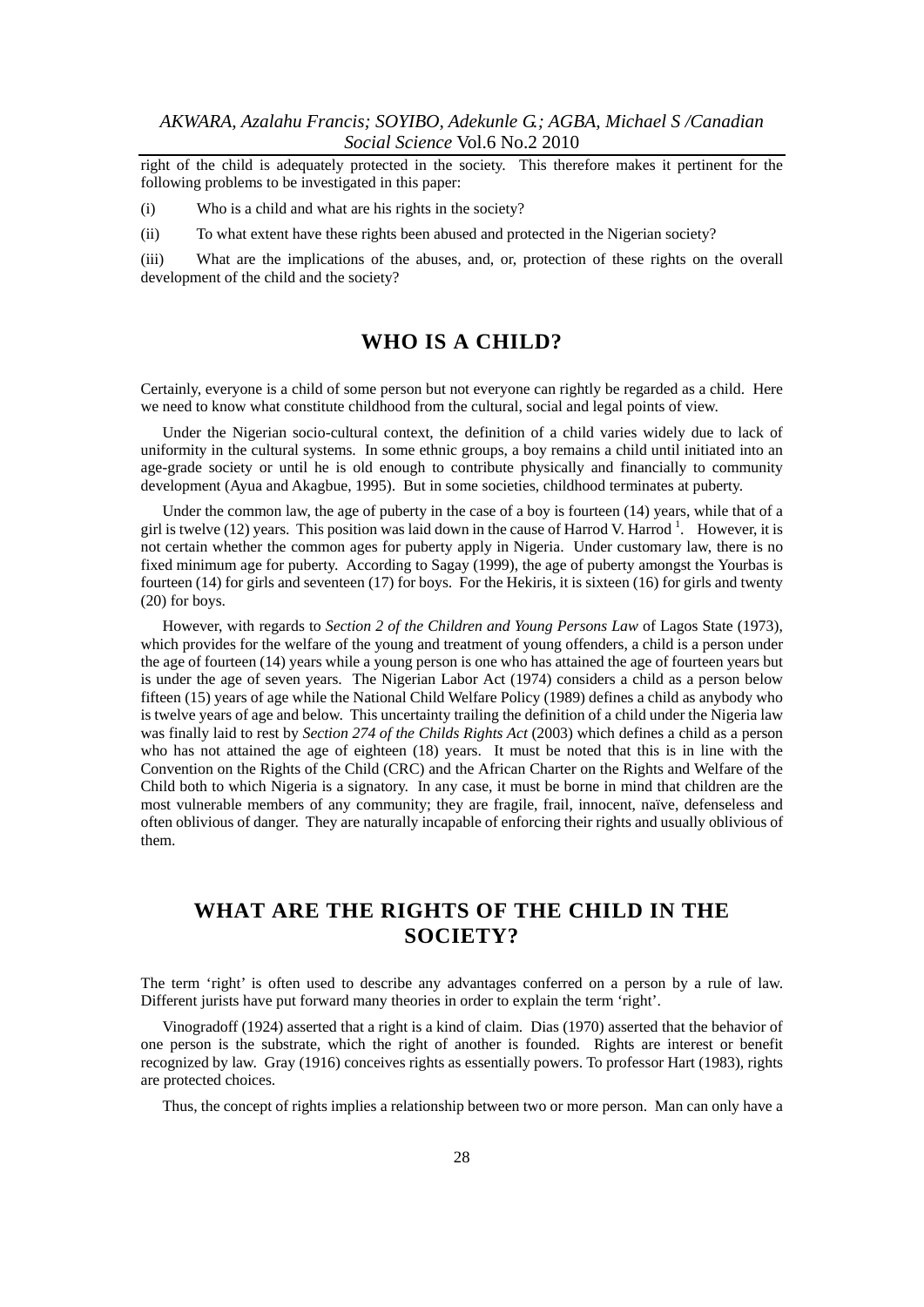right of the child is adequately protected in the society. This therefore makes it pertinent for the following problems to be investigated in this paper:

(i) Who is a child and what are his rights in the society?

(ii) To what extent have these rights been abused and protected in the Nigerian society?

(iii) What are the implications of the abuses, and, or, protection of these rights on the overall development of the child and the society?

## WHO IS A CHILD?

Certainly, everyone is a child of some person but not everyone can rightly be regarded as a child. Here we need to know what constitute childhood from the cultural, social and legal points of view.

Under the Nigerian socio-cultural context, the definition of a child varies widely due to lack of uniformity in the cultural systems. In some ethnic groups, a boy remains a child until initiated into an age-grade society or until he is old enough to contribute physically and financially to community development (Ayua and Akagbue, 1995). But in some societies, childhood terminates at puberty.

Under the common law, the age of puberty in the case of a boy is fourteen (14) years, while that of a girl is twelve (12) years. This position was laid down in the cause of Harrod V. Harrod [1]. However, it is not certain whether the common ages for puberty apply in Nigeria. Under customary law, there is no fixed minimum age for puberty. According to Sagay (1999), the age of puberty amongst the Yourbas is fourteen (14) for girls and seventeen (17) for boys. For the Hekiris, it is sixteen (16) for girls and twenty (20) for boys.

However, with regards to *Section 2 of the Children and Young Persons Law* of Lagos State (1973), which provides for the welfare of the young and treatment of young offenders, a child is a person under the age of fourteen (14) years while a young person is one who has attained the age of fourteen years but is under the age of seven years. The Nigerian Labor Act (1974) considers a child as a person below fifteen (15) years of age while the National Child Welfare Policy (1989) defines a child as anybody who is twelve years of age and below. This uncertainty trailing the definition of a child under the Nigeria law was finally laid to rest by *Section 274 of the Childs Rights Act* (2003) which defines a child as a person who has not attained the age of eighteen (18) years. It must be noted that this is in line with the Convention on the Rights of the Child (CRC) and the African Charter on the Rights and Welfare of the Child both to which Nigeria is a signatory. In any case, it must be borne in mind that children are the most vulnerable members of any community; they are fragile, frail, innocent, naïve, defenseless and often oblivious of danger. They are naturally incapable of enforcing their rights and usually oblivious of them.

## WHAT ARE THE RIGHTS OF THE CHILD IN THE SOCIETY?

The term 'right' is often used to describe any advantages conferred on a person by a rule of law. Different jurists have put forward many theories in order to explain the term 'right'.

Vinogradoff (1924) asserted that a right is a kind of claim. Dias (1970) asserted that the behavior of one person is the substrate, which the right of another is founded. Rights are interest or benefit recognized by law. Gray (1916) conceives rights as essentially powers. To professor Hart (1983), rights are protected choices.

Thus, the concept of rights implies a relationship between two or more person. Man can only have a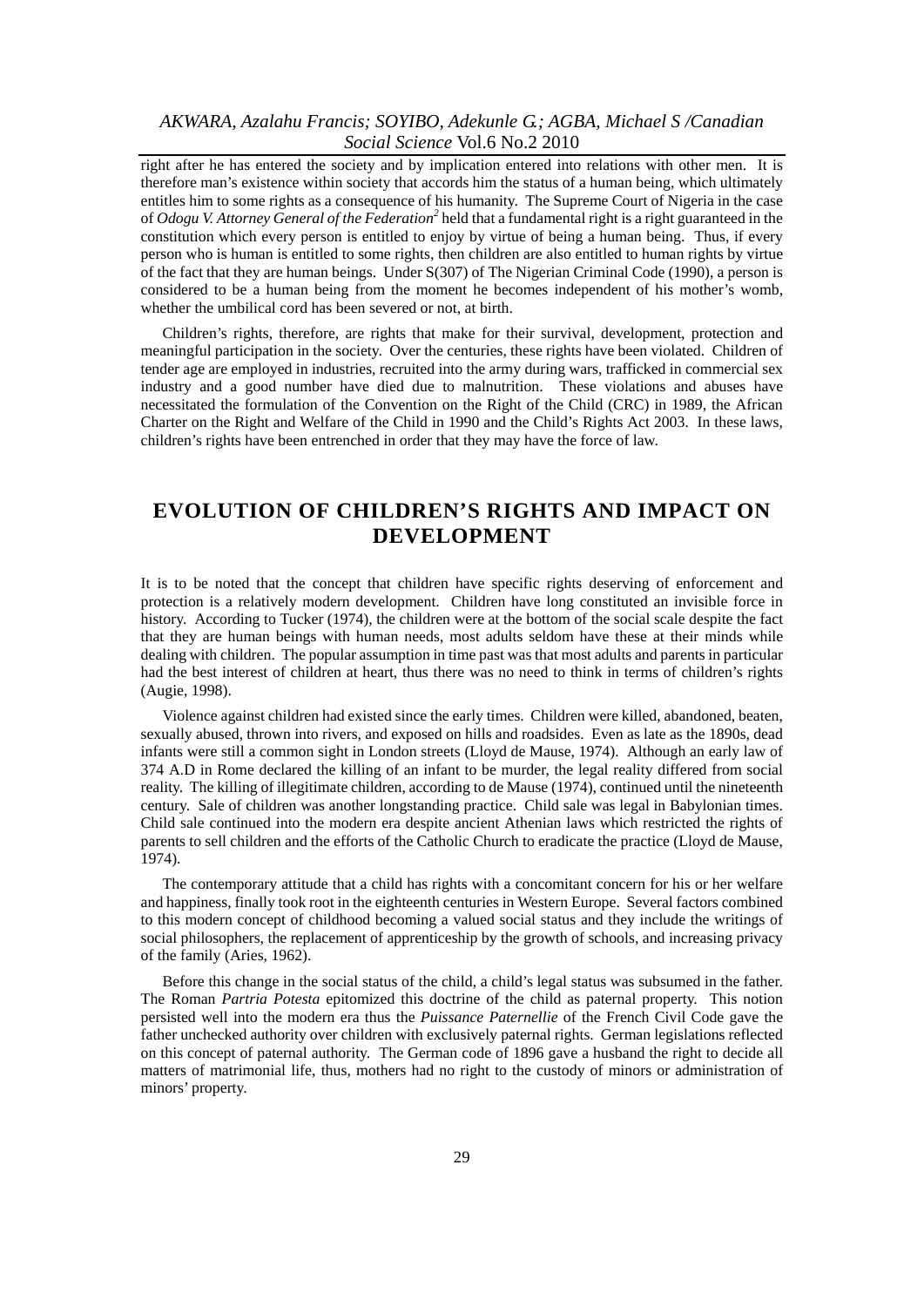right after he has entered the society and by implication entered into relations with other men. It is therefore man's existence within society that accords him the status of a human being, which ultimately entitles him to some rights as a consequence of his humanity. The Supreme Court of Nigeria in the case of *Odogu V. Attorney General of the Federation*[2] held that a fundamental right is a right guaranteed in the constitution which every person is entitled to enjoy by virtue of being a human being. Thus, if every person who is human is entitled to some rights, then children are also entitled to human rights by virtue of the fact that they are human beings. Under S(307) of The Nigerian Criminal Code (1990), a person is considered to be a human being from the moment he becomes independent of his mother's womb, whether the umbilical cord has been severed or not, at birth.

Children's rights, therefore, are rights that make for their survival, development, protection and meaningful participation in the society. Over the centuries, these rights have been violated. Children of tender age are employed in industries, recruited into the army during wars, trafficked in commercial sex industry and a good number have died due to malnutrition. These violations and abuses have necessitated the formulation of the Convention on the Right of the Child (CRC) in 1989, the African Charter on the Right and Welfare of the Child in 1990 and the Child's Rights Act 2003. In these laws, children's rights have been entrenched in order that they may have the force of law.

## EVOLUTION OF CHILDREN'S RIGHTS AND IMPACT ON DEVELOPMENT

It is to be noted that the concept that children have specific rights deserving of enforcement and protection is a relatively modern development. Children have long constituted an invisible force in history. According to Tucker (1974), the children were at the bottom of the social scale despite the fact that they are human beings with human needs, most adults seldom have these at their minds while dealing with children. The popular assumption in time past was that most adults and parents in particular had the best interest of children at heart, thus there was no need to think in terms of children's rights (Augie, 1998).

Violence against children had existed since the early times. Children were killed, abandoned, beaten, sexually abused, thrown into rivers, and exposed on hills and roadsides. Even as late as the 1890s, dead infants were still a common sight in London streets (Lloyd de Mause, 1974). Although an early law of 374 A.D in Rome declared the killing of an infant to be murder, the legal reality differed from social reality. The killing of illegitimate children, according to de Mause (1974), continued until the nineteenth century. Sale of children was another longstanding practice. Child sale was legal in Babylonian times. Child sale continued into the modern era despite ancient Athenian laws which restricted the rights of parents to sell children and the efforts of the Catholic Church to eradicate the practice (Lloyd de Mause, 1974).

The contemporary attitude that a child has rights with a concomitant concern for his or her welfare and happiness, finally took root in the eighteenth centuries in Western Europe. Several factors combined to this modern concept of childhood becoming a valued social status and they include the writings of social philosophers, the replacement of apprenticeship by the growth of schools, and increasing privacy of the family (Aries, 1962).

Before this change in the social status of the child, a child's legal status was subsumed in the father. The Roman *Partria Potesta* epitomized this doctrine of the child as paternal property. This notion persisted well into the modern era thus the *Puissance Paternellie* of the French Civil Code gave the father unchecked authority over children with exclusively paternal rights. German legislations reflected on this concept of paternal authority. The German code of 1896 gave a husband the right to decide all matters of matrimonial life, thus, mothers had no right to the custody of minors or administration of minors' property.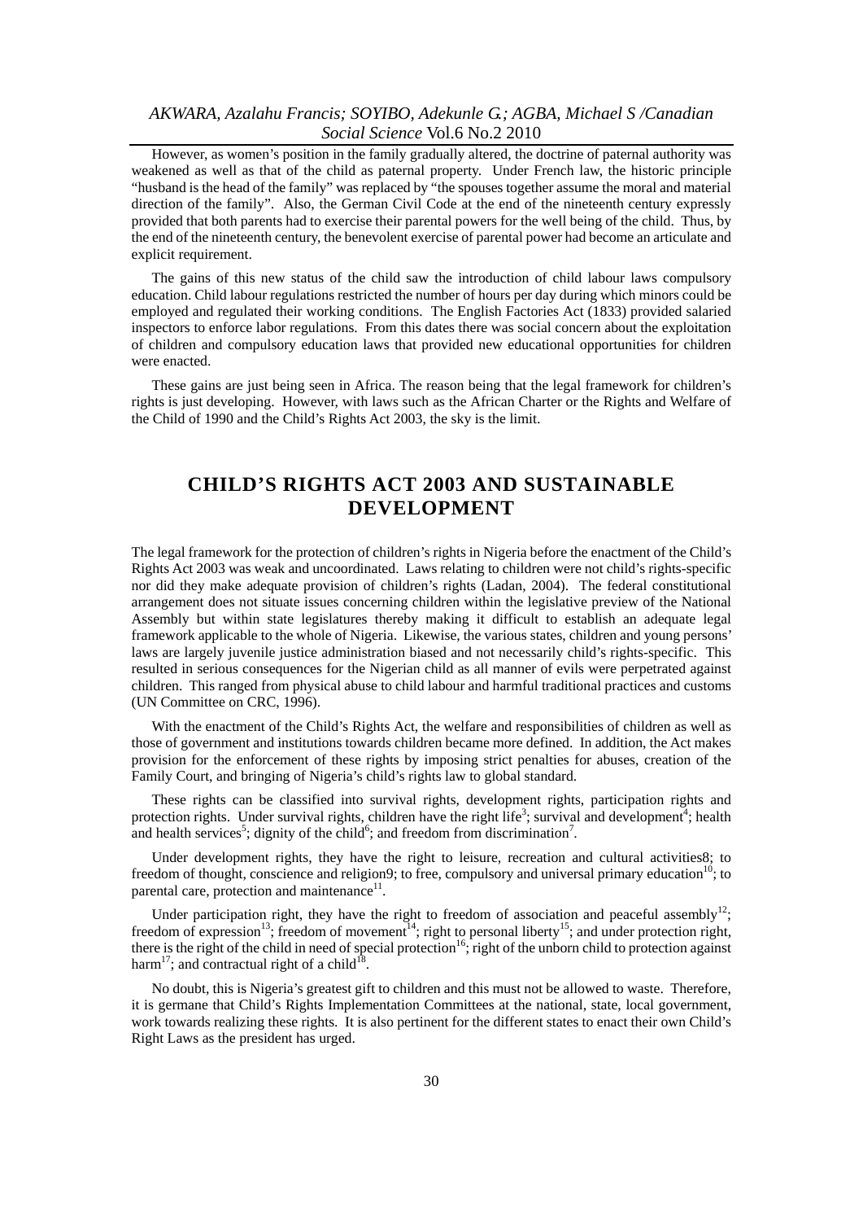However, as women's position in the family gradually altered, the doctrine of paternal authority was weakened as well as that of the child as paternal property. Under French law, the historic principle "husband is the head of the family" was replaced by "the spouses together assume the moral and material direction of the family". Also, the German Civil Code at the end of the nineteenth century expressly provided that both parents had to exercise their parental powers for the well being of the child. Thus, by the end of the nineteenth century, the benevolent exercise of parental power had become an articulate and explicit requirement.

The gains of this new status of the child saw the introduction of child labour laws compulsory education. Child labour regulations restricted the number of hours per day during which minors could be employed and regulated their working conditions. The English Factories Act (1833) provided salaried inspectors to enforce labor regulations. From this dates there was social concern about the exploitation of children and compulsory education laws that provided new educational opportunities for children were enacted.

These gains are just being seen in Africa. The reason being that the legal framework for children's rights is just developing. However, with laws such as the African Charter or the Rights and Welfare of the Child of 1990 and the Child's Rights Act 2003, the sky is the limit.

## CHILD'S RIGHTS ACT 2003 AND SUSTAINABLE DEVELOPMENT

The legal framework for the protection of children's rights in Nigeria before the enactment of the Child's Rights Act 2003 was weak and uncoordinated. Laws relating to children were not child's rights-specific nor did they make adequate provision of children's rights (Ladan, 2004). The federal constitutional arrangement does not situate issues concerning children within the legislative preview of the National Assembly but within state legislatures thereby making it difficult to establish an adequate legal framework applicable to the whole of Nigeria. Likewise, the various states, children and young persons' laws are largely juvenile justice administration biased and not necessarily child's rights-specific. This resulted in serious consequences for the Nigerian child as all manner of evils were perpetrated against children. This ranged from physical abuse to child labour and harmful traditional practices and customs (UN Committee on CRC, 1996).

With the enactment of the Child's Rights Act, the welfare and responsibilities of children as well as those of government and institutions towards children became more defined. In addition, the Act makes provision for the enforcement of these rights by imposing strict penalties for abuses, creation of the Family Court, and bringing of Nigeria's child's rights law to global standard.

These rights can be classified into survival rights, development rights, participation rights and protection rights. Under survival rights, children have the right life[3]; survival and development[4]; health and health services[5]; dignity of the child[6]; and freedom from discrimination[7].

Under development rights, they have the right to leisure, recreation and cultural activities8; to freedom of thought, conscience and religion9; to free, compulsory and universal primary education[10]; to parental care, protection and maintenance[11].

Under participation right, they have the right to freedom of association and peaceful assembly[12]; freedom of expression[13]; freedom of movement[14]; right to personal liberty[15]; and under protection right, there is the right of the child in need of special protection[16]; right of the unborn child to protection against harm[17]; and contractual right of a child[18].

No doubt, this is Nigeria's greatest gift to children and this must not be allowed to waste. Therefore, it is germane that Child's Rights Implementation Committees at the national, state, local government, work towards realizing these rights. It is also pertinent for the different states to enact their own Child's Right Laws as the president has urged.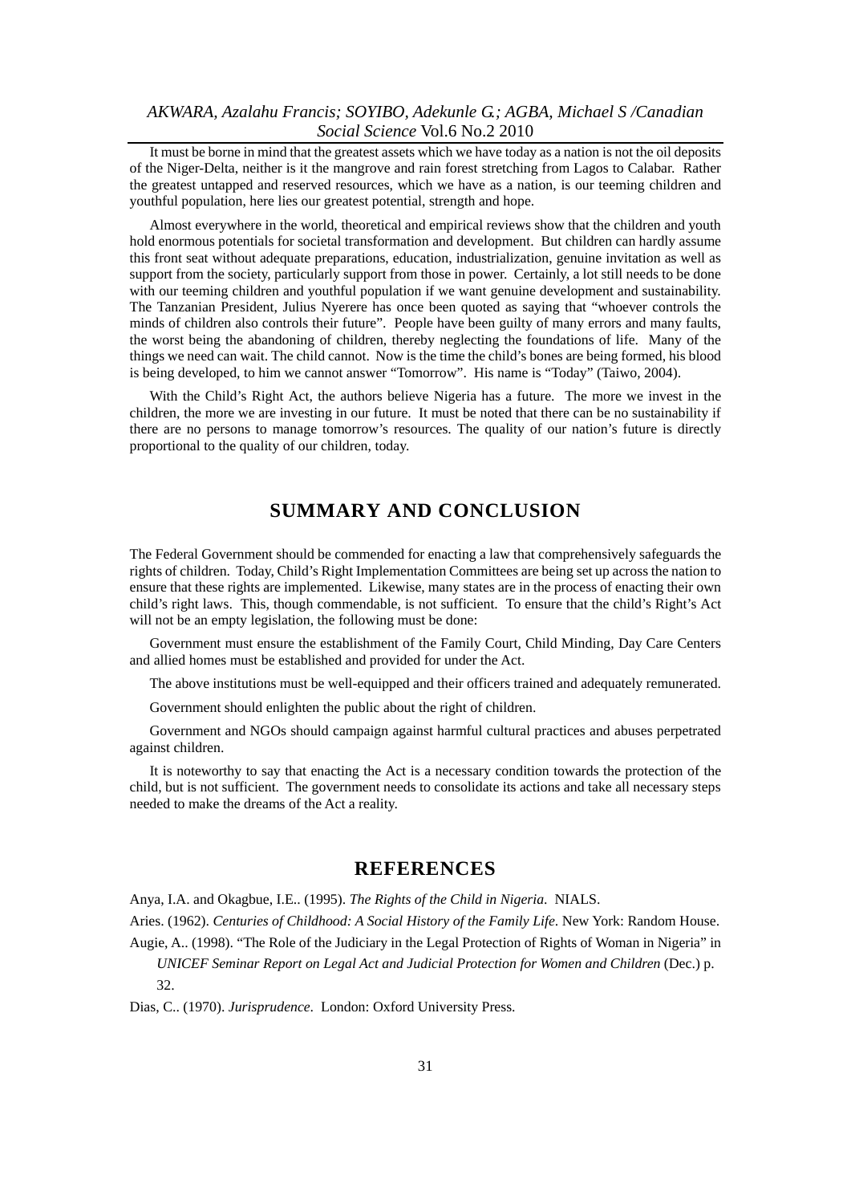It must be borne in mind that the greatest assets which we have today as a nation is not the oil deposits of the Niger-Delta, neither is it the mangrove and rain forest stretching from Lagos to Calabar. Rather the greatest untapped and reserved resources, which we have as a nation, is our teeming children and youthful population, here lies our greatest potential, strength and hope.

Almost everywhere in the world, theoretical and empirical reviews show that the children and youth hold enormous potentials for societal transformation and development. But children can hardly assume this front seat without adequate preparations, education, industrialization, genuine invitation as well as support from the society, particularly support from those in power. Certainly, a lot still needs to be done with our teeming children and youthful population if we want genuine development and sustainability. The Tanzanian President, Julius Nyerere has once been quoted as saying that "whoever controls the minds of children also controls their future". People have been guilty of many errors and many faults, the worst being the abandoning of children, thereby neglecting the foundations of life. Many of the things we need can wait. The child cannot. Now is the time the child's bones are being formed, his blood is being developed, to him we cannot answer "Tomorrow". His name is "Today" (Taiwo, 2004).

With the Child's Right Act, the authors believe Nigeria has a future. The more we invest in the children, the more we are investing in our future. It must be noted that there can be no sustainability if there are no persons to manage tomorrow's resources. The quality of our nation's future is directly proportional to the quality of our children, today.

## SUMMARY AND CONCLUSION

The Federal Government should be commended for enacting a law that comprehensively safeguards the rights of children. Today, Child's Right Implementation Committees are being set up across the nation to ensure that these rights are implemented. Likewise, many states are in the process of enacting their own child's right laws. This, though commendable, is not sufficient. To ensure that the child's Right's Act will not be an empty legislation, the following must be done:

Government must ensure the establishment of the Family Court, Child Minding, Day Care Centers and allied homes must be established and provided for under the Act.

The above institutions must be well-equipped and their officers trained and adequately remunerated.

Government should enlighten the public about the right of children.

Government and NGOs should campaign against harmful cultural practices and abuses perpetrated against children.

It is noteworthy to say that enacting the Act is a necessary condition towards the protection of the child, but is not sufficient. The government needs to consolidate its actions and take all necessary steps needed to make the dreams of the Act a reality.

## REFERENCES

Anya, I.A. and Okagbue, I.E.. (1995). *The Rights of the Child in Nigeria*. NIALS.

Aries. (1962). *Centuries of Childhood: A Social History of the Family Life*. New York: Random House.

Augie, A.. (1998). "The Role of the Judiciary in the Legal Protection of Rights of Woman in Nigeria" in *UNICEF Seminar Report on Legal Act and Judicial Protection for Women and Children* (Dec.) p. 32.

Dias, C.. (1970). *Jurisprudence*. London: Oxford University Press.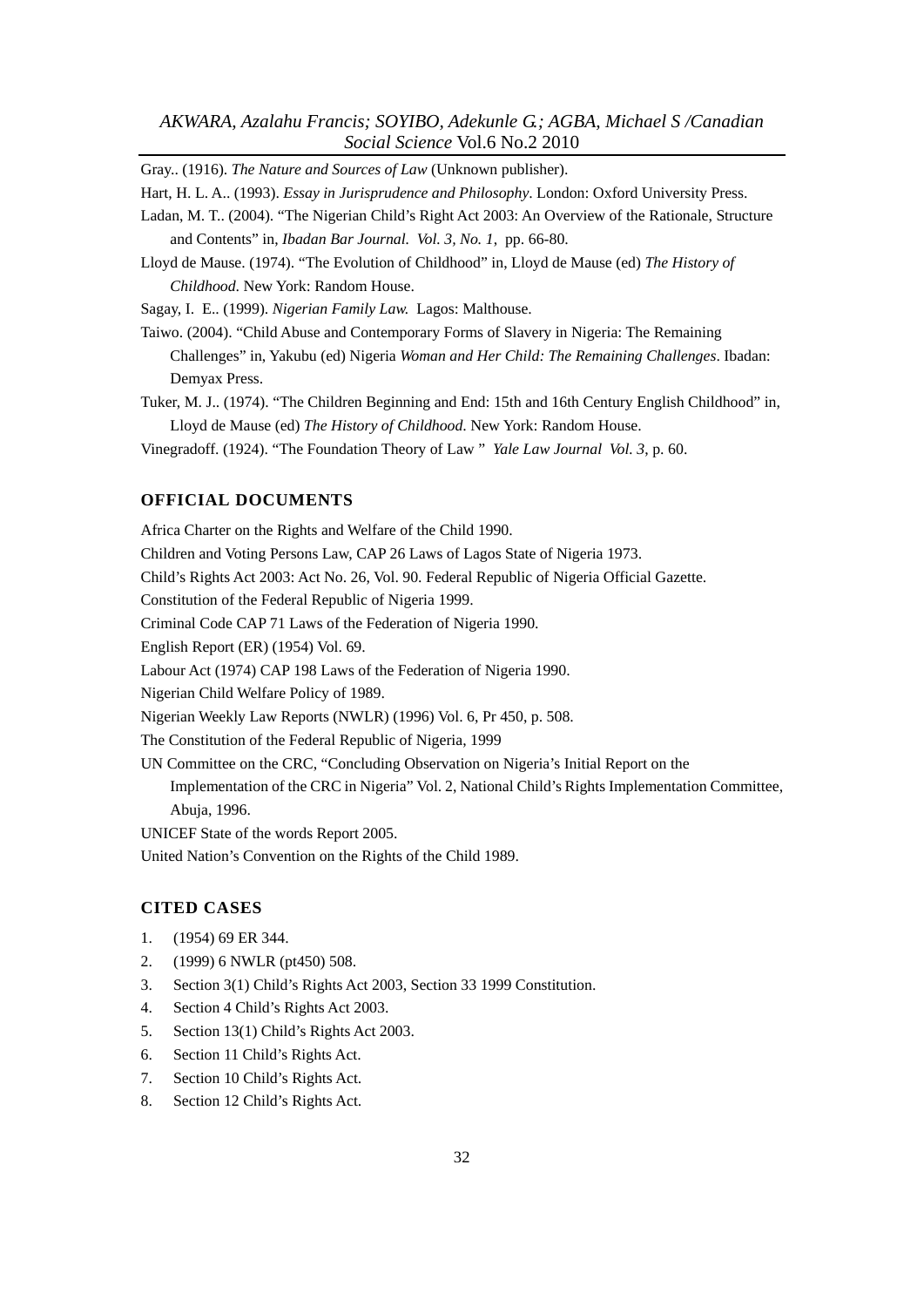Gray.. (1916). *The Nature and Sources of Law* (Unknown publisher).

Hart, H. L. A.. (1993). *Essay in Jurisprudence and Philosophy*. London: Oxford University Press.

Ladan, M. T.. (2004). "The Nigerian Child's Right Act 2003: An Overview of the Rationale, Structure and Contents" in, *Ibadan Bar Journal. Vol. 3, No. 1*, pp. 66-80.

Lloyd de Mause. (1974). "The Evolution of Childhood" in, Lloyd de Mause (ed) *The History of Childhood*. New York: Random House.

Sagay, I. E.. (1999). *Nigerian Family Law.* Lagos: Malthouse.

Taiwo. (2004). "Child Abuse and Contemporary Forms of Slavery in Nigeria: The Remaining Challenges" in, Yakubu (ed) Nigeria *Woman and Her Child: The Remaining Challenges*. Ibadan: Demyax Press.

Tuker, M. J.. (1974). "The Children Beginning and End: 15th and 16th Century English Childhood" in, Lloyd de Mause (ed) *The History of Childhood*. New York: Random House.

Vinegradoff. (1924). "The Foundation Theory of Law " *Yale Law Journal Vol. 3*, p. 60.

## OFFICIAL DOCUMENTS

Africa Charter on the Rights and Welfare of the Child 1990.

Children and Voting Persons Law, CAP 26 Laws of Lagos State of Nigeria 1973.

Child's Rights Act 2003: Act No. 26, Vol. 90. Federal Republic of Nigeria Official Gazette.

Constitution of the Federal Republic of Nigeria 1999.

Criminal Code CAP 71 Laws of the Federation of Nigeria 1990.

English Report (ER) (1954) Vol. 69.

Labour Act (1974) CAP 198 Laws of the Federation of Nigeria 1990.

Nigerian Child Welfare Policy of 1989.

Nigerian Weekly Law Reports (NWLR) (1996) Vol. 6, Pr 450, p. 508.

The Constitution of the Federal Republic of Nigeria, 1999

UN Committee on the CRC, "Concluding Observation on Nigeria's Initial Report on the Implementation of the CRC in Nigeria" Vol. 2, National Child's Rights Implementation Committee, Abuja, 1996.

UNICEF State of the words Report 2005.

United Nation's Convention on the Rights of the Child 1989.

## CITED CASES

1. (1954) 69 ER 344.
2. (1999) 6 NWLR (pt450) 508.
3. Section 3(1) Child's Rights Act 2003, Section 33 1999 Constitution.
4. Section 4 Child's Rights Act 2003.
5. Section 13(1) Child's Rights Act 2003.
6. Section 11 Child's Rights Act.
7. Section 10 Child's Rights Act.
8. Section 12 Child's Rights Act.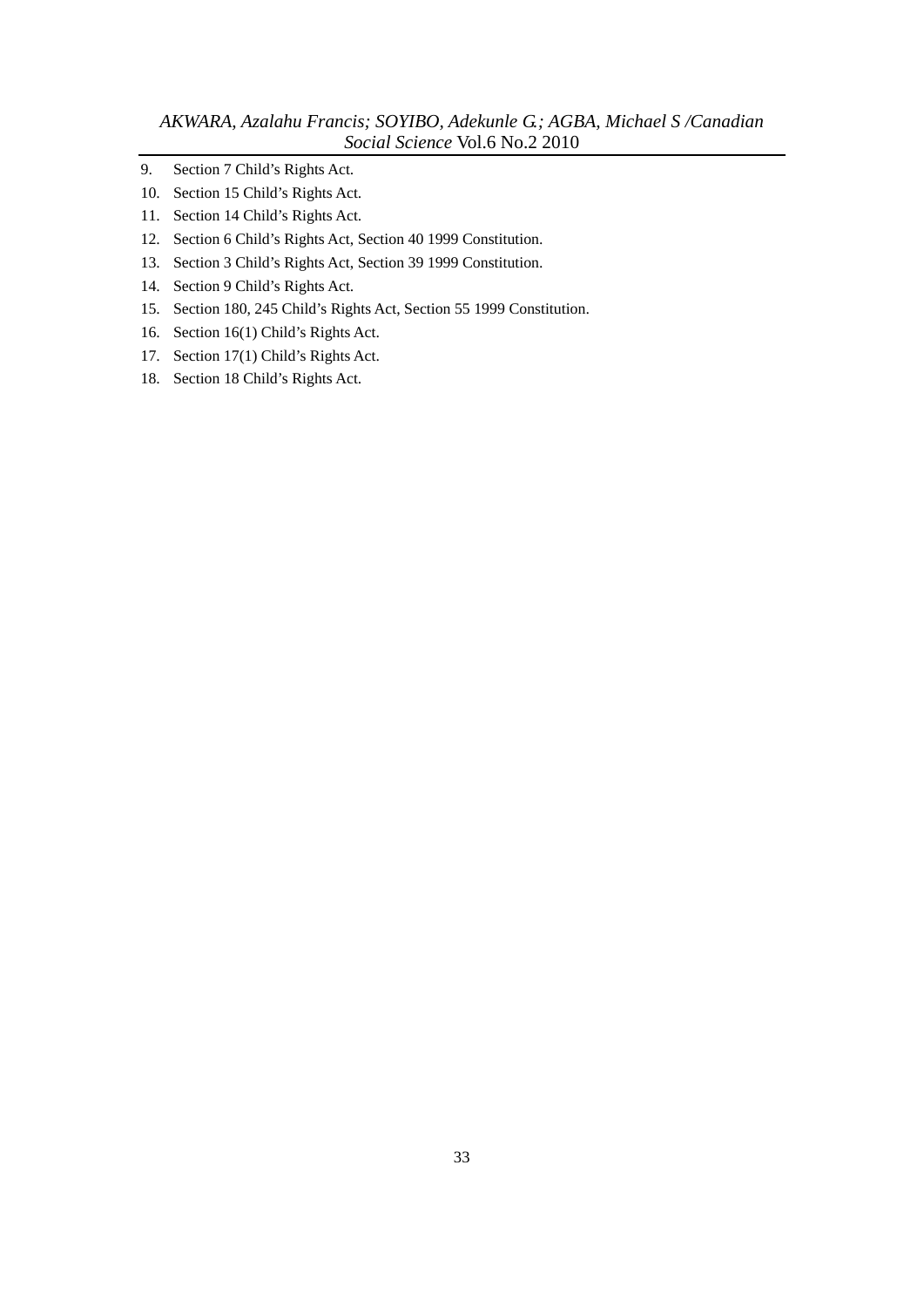9. Section 7 Child's Rights Act.
10. Section 15 Child's Rights Act.
11. Section 14 Child's Rights Act.
12. Section 6 Child's Rights Act, Section 40 1999 Constitution.
13. Section 3 Child's Rights Act, Section 39 1999 Constitution.
14. Section 9 Child's Rights Act.
15. Section 180, 245 Child's Rights Act, Section 55 1999 Constitution.
16. Section 16(1) Child's Rights Act.
17. Section 17(1) Child's Rights Act.
18. Section 18 Child's Rights Act.